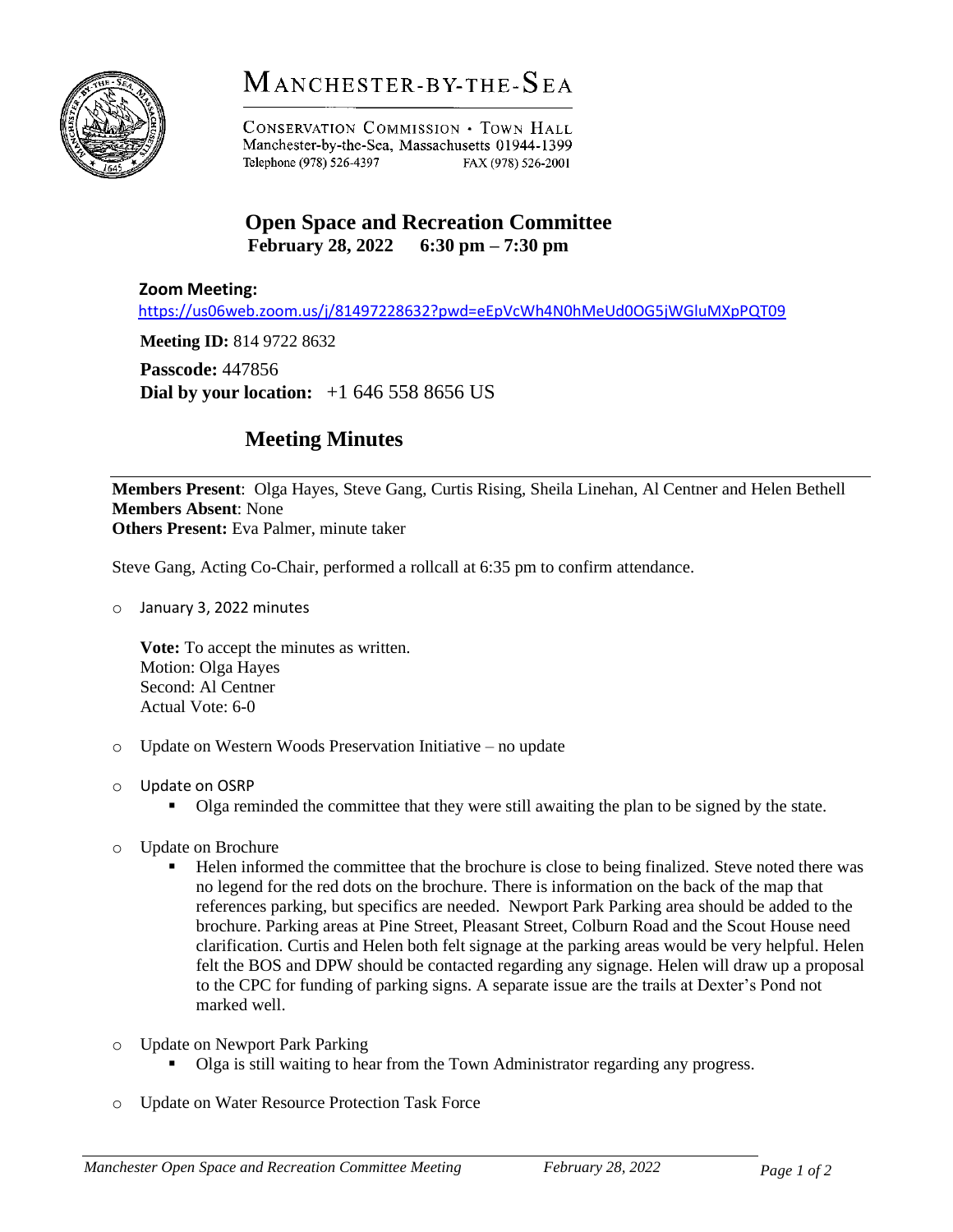# MANCHESTER-BY-THE-SEA

CONSERVATION COMMISSION · TOWN HALL
Manchester-by-the-Sea, Massachusetts 01944-1399
Telephone (978) 526-4397 FAX (978) 526-2001

## Open Space and Recreation Committee
**February 28, 2022 6:30 pm – 7:30 pm**

**Zoom Meeting:**
https://us06web.zoom.us/j/81497228632?pwd=eEpVcWh4N0hMeUd0OG5jWGluMXpPQT09

**Meeting ID:** 814 9722 8632

**Passcode:** 447856
**Dial by your location:** +1 646 558 8656 US

## Meeting Minutes

---

**Members Present**: Olga Hayes, Steve Gang, Curtis Rising, Sheila Linehan, Al Centner and Helen Bethell
**Members Absent**: None
**Others Present:** Eva Palmer, minute taker

Steve Gang, Acting Co-Chair, performed a rollcall at 6:35 pm to confirm attendance.

- January 3, 2022 minutes

  **Vote:** To accept the minutes as written.
  Motion: Olga Hayes
  Second: Al Centner
  Actual Vote: 6-0

- Update on Western Woods Preservation Initiative – no update

- Update on OSRP
  - Olga reminded the committee that they were still awaiting the plan to be signed by the state.

- Update on Brochure
  - Helen informed the committee that the brochure is close to being finalized. Steve noted there was no legend for the red dots on the brochure. There is information on the back of the map that references parking, but specifics are needed. Newport Park Parking area should be added to the brochure. Parking areas at Pine Street, Pleasant Street, Colburn Road and the Scout House need clarification. Curtis and Helen both felt signage at the parking areas would be very helpful. Helen felt the BOS and DPW should be contacted regarding any signage. Helen will draw up a proposal to the CPC for funding of parking signs. A separate issue are the trails at Dexter's Pond not marked well.

- Update on Newport Park Parking
  - Olga is still waiting to hear from the Town Administrator regarding any progress.

- Update on Water Resource Protection Task Force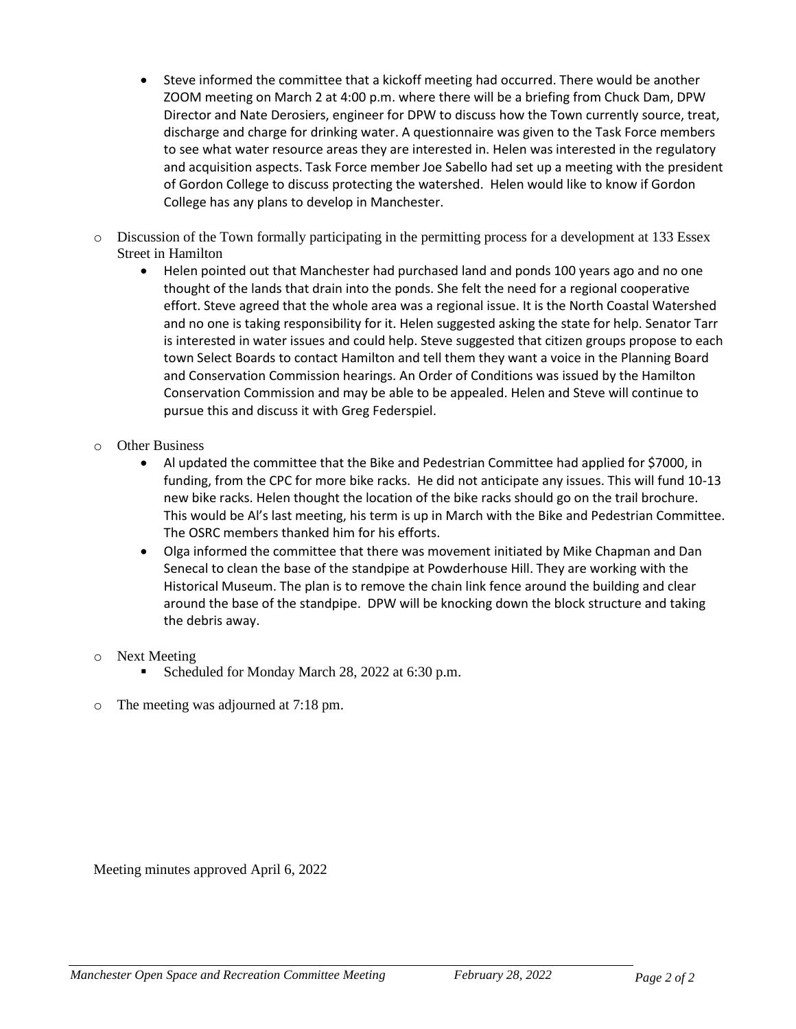- Steve informed the committee that a kickoff meeting had occurred. There would be another ZOOM meeting on March 2 at 4:00 p.m. where there will be a briefing from Chuck Dam, DPW Director and Nate Derosiers, engineer for DPW to discuss how the Town currently source, treat, discharge and charge for drinking water. A questionnaire was given to the Task Force members to see what water resource areas they are interested in. Helen was interested in the regulatory and acquisition aspects. Task Force member Joe Sabello had set up a meeting with the president of Gordon College to discuss protecting the watershed. Helen would like to know if Gordon College has any plans to develop in Manchester.

- Discussion of the Town formally participating in the permitting process for a development at 133 Essex Street in Hamilton
  - Helen pointed out that Manchester had purchased land and ponds 100 years ago and no one thought of the lands that drain into the ponds. She felt the need for a regional cooperative effort. Steve agreed that the whole area was a regional issue. It is the North Coastal Watershed and no one is taking responsibility for it. Helen suggested asking the state for help. Senator Tarr is interested in water issues and could help. Steve suggested that citizen groups propose to each town Select Boards to contact Hamilton and tell them they want a voice in the Planning Board and Conservation Commission hearings. An Order of Conditions was issued by the Hamilton Conservation Commission and may be able to be appealed. Helen and Steve will continue to pursue this and discuss it with Greg Federspiel.

- Other Business
  - Al updated the committee that the Bike and Pedestrian Committee had applied for $7000, in funding, from the CPC for more bike racks. He did not anticipate any issues. This will fund 10-13 new bike racks. Helen thought the location of the bike racks should go on the trail brochure. This would be Al's last meeting, his term is up in March with the Bike and Pedestrian Committee. The OSRC members thanked him for his efforts.
  - Olga informed the committee that there was movement initiated by Mike Chapman and Dan Senecal to clean the base of the standpipe at Powderhouse Hill. They are working with the Historical Museum. The plan is to remove the chain link fence around the building and clear around the base of the standpipe. DPW will be knocking down the block structure and taking the debris away.

- Next Meeting
  - Scheduled for Monday March 28, 2022 at 6:30 p.m.

- The meeting was adjourned at 7:18 pm.

Meeting minutes approved April 6, 2022